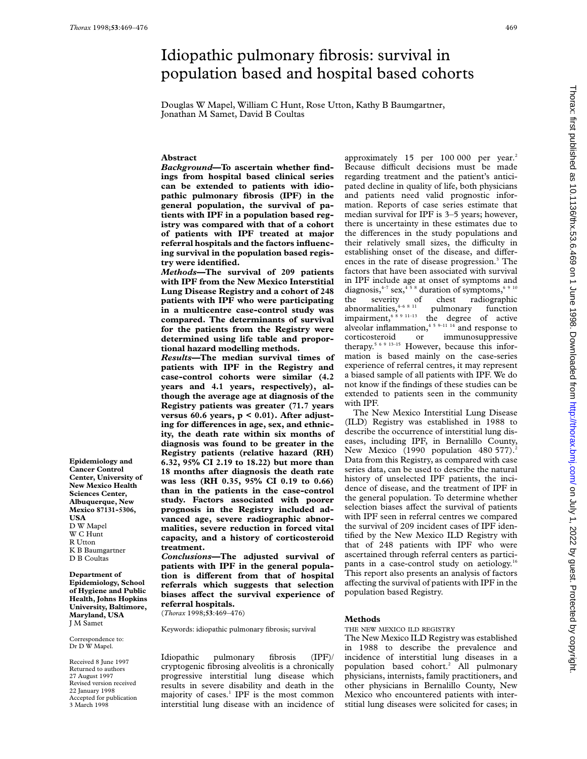# Idiopathic pulmonary fibrosis: survival in population based and hospital based cohorts

Douglas W Mapel, William C Hunt, Rose Utton, Kathy B Baumgartner, Jonathan M Samet, David B Coultas

**Epidemiology and Cancer Control Center, University of New Mexico Health Sciences Center, Albuquerque, New Mexico 87131-5306, USA**
D W Mapel
W C Hunt
R Utton
K B Baumgartner
D B Coultas

**Department of Epidemiology, School of Hygiene and Public Health, Johns Hopkins University, Baltimore, Maryland, USA**
J M Samet

Correspondence to: Dr D W Mapel.

Received 8 June 1997
Returned to authors 27 August 1997
Revised version received 22 January 1998
Accepted for publication 3 March 1998

## Abstract

***Background*—To ascertain whether findings from hospital based clinical series can be extended to patients with idiopathic pulmonary fibrosis (IPF) in the general population, the survival of patients with IPF in a population based registry was compared with that of a cohort of patients with IPF treated at major referral hospitals and the factors influencing survival in the population based registry were identified.**

***Methods*—The survival of 209 patients with IPF from the New Mexico Interstitial Lung Disease Registry and a cohort of 248 patients with IPF who were participating in a multicentre case-control study was compared. The determinants of survival for the patients from the Registry were determined using life table and proportional hazard modelling methods.**

***Results*—The median survival times of patients with IPF in the Registry and case-control cohorts were similar (4.2 years and 4.1 years, respectively), although the average age at diagnosis of the Registry patients was greater (71.7 years versus 60.6 years, $p < 0.01$). After adjusting for differences in age, sex, and ethnicity, the death rate within six months of diagnosis was found to be greater in the Registry patients (relative hazard (RH) 6.32, 95% CI 2.19 to 18.22) but more than 18 months after diagnosis the death rate was less (RH 0.35, 95% CI 0.19 to 0.66) than in the patients in the case-control study. Factors associated with poorer prognosis in the Registry included advanced age, severe radiographic abnormalities, severe reduction in forced vital capacity, and a history of corticosteroid treatment.**

***Conclusions*—The adjusted survival of patients with IPF in the general population is different from that of hospital referrals which suggests that selection biases affect the survival experience of referral hospitals.**

(*Thorax* 1998;**53**:469–476)

Keywords: idiopathic pulmonary fibrosis; survival

Idiopathic pulmonary fibrosis (IPF)/cryptogenic fibrosing alveolitis is a chronically progressive interstitial lung disease which results in severe disability and death in the majority of cases.[1] IPF is the most common interstitial lung disease with an incidence of approximately 15 per 100 000 per year.[2] Because difficult decisions must be made regarding treatment and the patient's anticipated decline in quality of life, both physicians and patients need valid prognostic information. Reports of case series estimate that median survival for IPF is 3–5 years; however, there is uncertainty in these estimates due to the differences in the study populations and their relatively small sizes, the difficulty in establishing onset of the disease, and differences in the rate of disease progression.[3] The factors that have been associated with survival in IPF include age at onset of symptoms and diagnosis,[4–7] sex,[4 5 8] duration of symptoms,[6 9 10] the severity of chest radiographic abnormalities,[4–6 8 11] pulmonary function impairment,[6 8 9 11–13] the degree of active alveolar inflammation,[4 5 9–11 14] and response to corticosteroid or immunosuppressive therapy.[5 6 9 13–15] However, because this information is based mainly on the case-series experience of referral centres, it may represent a biased sample of all patients with IPF. We do not know if the findings of these studies can be extended to patients seen in the community with IPF.

The New Mexico Interstitial Lung Disease (ILD) Registry was established in 1988 to describe the occurrence of interstitial lung diseases, including IPF, in Bernalillo County, New Mexico (1990 population 480 577).[2] Data from this Registry, as compared with case series data, can be used to describe the natural history of unselected IPF patients, the incidence of disease, and the treatment of IPF in the general population. To determine whether selection biases affect the survival of patients with IPF seen in referral centres we compared the survival of 209 incident cases of IPF identified by the New Mexico ILD Registry with that of 248 patients with IPF who were ascertained through referral centers as participants in a case-control study on aetiology.[16] This report also presents an analysis of factors affecting the survival of patients with IPF in the population based Registry.

## Methods

### THE NEW MEXICO ILD REGISTRY

The New Mexico ILD Registry was established in 1988 to describe the prevalence and incidence of interstitial lung diseases in a population based cohort.[2] All pulmonary physicians, internists, family practitioners, and other physicians in Bernalillo County, New Mexico who encountered patients with interstitial lung diseases were solicited for cases; in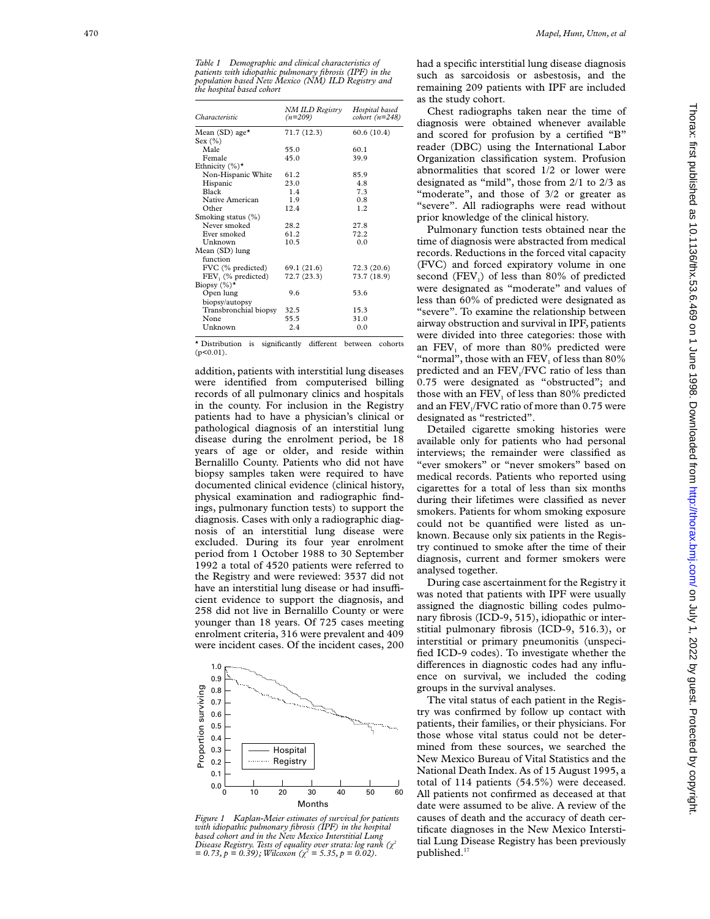*Table 1 Demographic and clinical characteristics of patients with idiopathic pulmonary fibrosis (IPF) in the population based New Mexico (NM) ILD Registry and the hospital based cohort*

| Characteristic | NM ILD Registry (n=209) | Hospital based cohort (n=248) |
|---|---|---|
| Mean (SD) age* | 71.7 (12.3) | 60.6 (10.4) |
| Sex (%) | | |
| Male | 55.0 | 60.1 |
| Female | 45.0 | 39.9 |
| Ethnicity (%)* | | |
| Non-Hispanic White | 61.2 | 85.9 |
| Hispanic | 23.0 | 4.8 |
| Black | 1.4 | 7.3 |
| Native American | 1.9 | 0.8 |
| Other | 12.4 | 1.2 |
| Smoking status (%) | | |
| Never smoked | 28.2 | 27.8 |
| Ever smoked | 61.2 | 72.2 |
| Unknown | 10.5 | 0.0 |
| Mean (SD) lung function | | |
| FVC (% predicted) | 69.1 (21.6) | 72.3 (20.6) |
| $FEV_1$ (% predicted) | 72.7 (23.3) | 73.7 (18.9) |
| Biopsy (%)* | | |
| Open lung biopsy/autopsy | 9.6 | 53.6 |
| Transbronchial biopsy | 32.5 | 15.3 |
| None | 55.5 | 31.0 |
| Unknown | 2.4 | 0.0 |

* Distribution is significantly different between cohorts ($p<0.01$).

addition, patients with interstitial lung diseases were identified from computerised billing records of all pulmonary clinics and hospitals in the county. For inclusion in the Registry patients had to have a physician's clinical or pathological diagnosis of an interstitial lung disease during the enrolment period, be 18 years of age or older, and reside within Bernalillo County. Patients who did not have biopsy samples taken were required to have documented clinical evidence (clinical history, physical examination and radiographic findings, pulmonary function tests) to support the diagnosis. Cases with only a radiographic diagnosis of an interstitial lung disease were excluded. During its four year enrolment period from 1 October 1988 to 30 September 1992 a total of 4520 patients were referred to the Registry and were reviewed: 3537 did not have an interstitial lung disease or had insufficient evidence to support the diagnosis, and 258 did not live in Bernalillo County or were younger than 18 years. Of 725 cases meeting enrolment criteria, 316 were prevalent and 409 were incident cases. Of the incident cases, 200 had a specific interstitial lung disease diagnosis such as sarcoidosis or asbestosis, and the remaining 209 patients with IPF are included as the study cohort.

*Figure 1 Kaplan-Meier estimates of survival for patients with idiopathic pulmonary fibrosis (IPF) in the hospital based cohort and in the New Mexico Interstitial Lung Disease Registry. Tests of equality over strata: log rank ($\chi^2 = 0.73$, $p = 0.39$); Wilcoxon ($\chi^2 = 5.35$, $p = 0.02$).*

Chest radiographs taken near the time of diagnosis were obtained whenever available and scored for profusion by a certified "B" reader (DBC) using the International Labor Organization classification system. Profusion abnormalities that scored 1/2 or lower were designated as "mild", those from 2/1 to 2/3 as "moderate", and those of 3/2 or greater as "severe". All radiographs were read without prior knowledge of the clinical history.

Pulmonary function tests obtained near the time of diagnosis were abstracted from medical records. Reductions in the forced vital capacity (FVC) and forced expiratory volume in one second ($FEV_1$) of less than 80% of predicted were designated as "moderate" and values of less than 60% of predicted were designated as "severe". To examine the relationship between airway obstruction and survival in IPF, patients were divided into three categories: those with an $FEV_1$ of more than 80% predicted were "normal", those with an $FEV_1$ of less than 80% predicted and an $FEV_1$/FVC ratio of less than 0.75 were designated as "obstructed"; and those with an $FEV_1$ of less than 80% predicted and an $FEV_1$/FVC ratio of more than 0.75 were designated as "restricted".

Detailed cigarette smoking histories were available only for patients who had personal interviews; the remainder were classified as "ever smokers" or "never smokers" based on medical records. Patients who reported using cigarettes for a total of less than six months during their lifetimes were classified as never smokers. Patients for whom smoking exposure could not be quantified were listed as unknown. Because only six patients in the Registry continued to smoke after the time of their diagnosis, current and former smokers were analysed together.

During case ascertainment for the Registry it was noted that patients with IPF were usually assigned the diagnostic billing codes pulmonary fibrosis (ICD-9, 515), idiopathic or interstitial pulmonary fibrosis (ICD-9, 516.3), or interstitial or primary pneumonitis (unspecified ICD-9 codes). To investigate whether the differences in diagnostic codes had any influence on survival, we included the coding groups in the survival analyses.

The vital status of each patient in the Registry was confirmed by follow up contact with patients, their families, or their physicians. For those whose vital status could not be determined from these sources, we searched the New Mexico Bureau of Vital Statistics and the National Death Index. As of 15 August 1995, a total of 114 patients (54.5%) were deceased. All patients not confirmed as deceased at that date were assumed to be alive. A review of the causes of death and the accuracy of death certificate diagnoses in the New Mexico Interstitial Lung Disease Registry has been previously published.[17]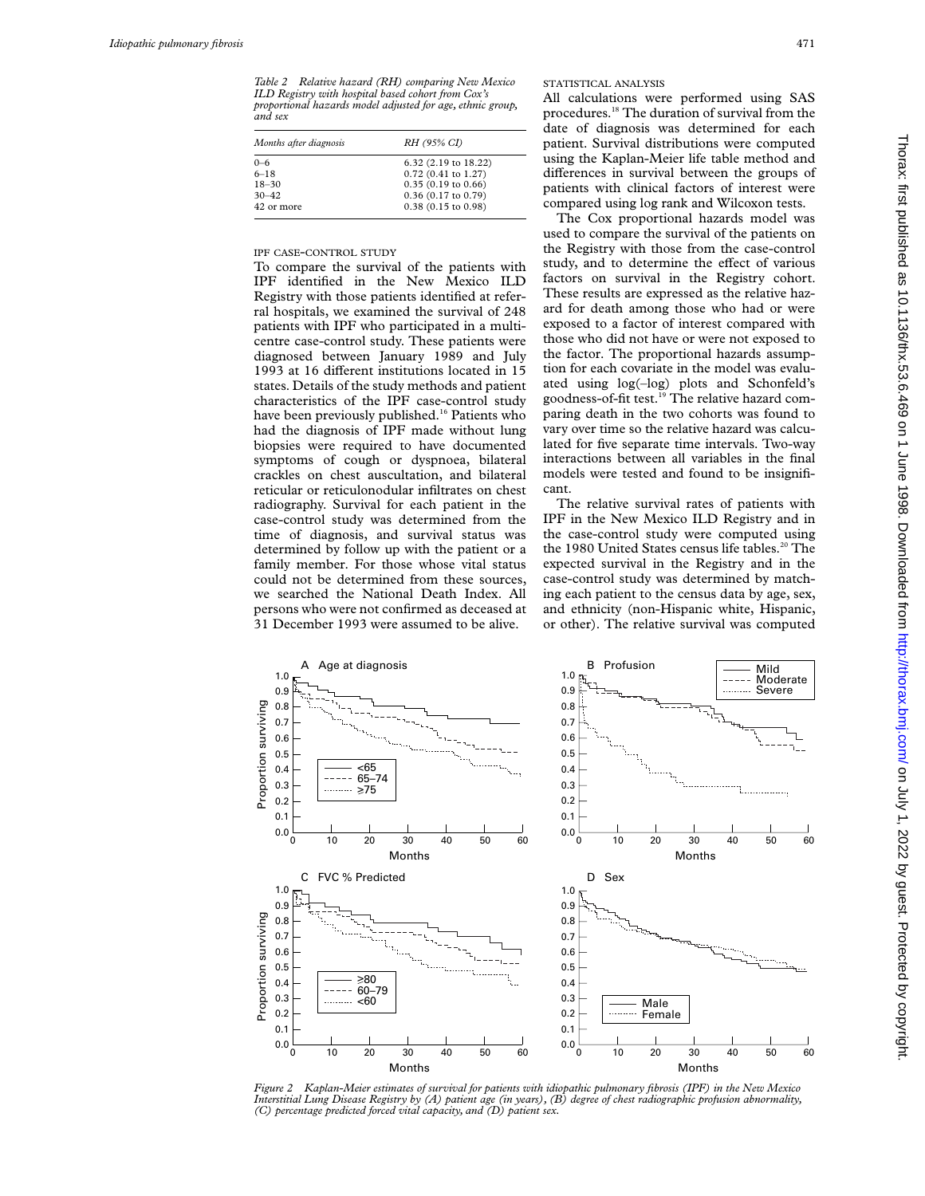*Table 2 Relative hazard (RH) comparing New Mexico ILD Registry with hospital based cohort from Cox's proportional hazards model adjusted for age, ethnic group, and sex*

| *Months after diagnosis* | *RH (95% CI)* |
|---|---|
| 0–6 | 6.32 (2.19 to 18.22) |
| 6–18 | 0.72 (0.41 to 1.27) |
| 18–30 | 0.35 (0.19 to 0.66) |
| 30–42 | 0.36 (0.17 to 0.79) |
| 42 or more | 0.38 (0.15 to 0.98) |

### IPF CASE-CONTROL STUDY

To compare the survival of the patients with IPF identified in the New Mexico ILD Registry with those patients identified at referral hospitals, we examined the survival of 248 patients with IPF who participated in a multicentre case-control study. These patients were diagnosed between January 1989 and July 1993 at 16 different institutions located in 15 states. Details of the study methods and patient characteristics of the IPF case-control study have been previously published.[16] Patients who had the diagnosis of IPF made without lung biopsies were required to have documented symptoms of cough or dyspnoea, bilateral crackles on chest auscultation, and bilateral reticular or reticulonodular infiltrates on chest radiography. Survival for each patient in the case-control study was determined from the time of diagnosis, and survival status was determined by follow up with the patient or a family member. For those whose vital status could not be determined from these sources, we searched the National Death Index. All persons who were not confirmed as deceased at 31 December 1993 were assumed to be alive.

### STATISTICAL ANALYSIS

All calculations were performed using SAS procedures.[18] The duration of survival from the date of diagnosis was determined for each patient. Survival distributions were computed using the Kaplan-Meier life table method and differences in survival between the groups of patients with clinical factors of interest were compared using log rank and Wilcoxon tests.

The Cox proportional hazards model was used to compare the survival of the patients on the Registry with those from the case-control study, and to determine the effect of various factors on survival in the Registry cohort. These results are expressed as the relative hazard for death among those who had or were exposed to a factor of interest compared with those who did not have or were not exposed to the factor. The proportional hazards assumption for each covariate in the model was evaluated using log(–log) plots and Schonfeld's goodness-of-fit test.[19] The relative hazard comparing death in the two cohorts was found to vary over time so the relative hazard was calculated for five separate time intervals. Two-way interactions between all variables in the final models were tested and found to be insignificant.

The relative survival rates of patients with IPF in the New Mexico ILD Registry and in the case-control study were computed using the 1980 United States census life tables.[20] The expected survival in the Registry and in the case-control study was determined by matching each patient to the census data by age, sex, and ethnicity (non-Hispanic white, Hispanic, or other). The relative survival was computed

*Figure 2 Kaplan-Meier estimates of survival for patients with idiopathic pulmonary fibrosis (IPF) in the New Mexico Interstitial Lung Disease Registry by (A) patient age (in years), (B) degree of chest radiographic profusion abnormality, (C) percentage predicted forced vital capacity, and (D) patient sex.*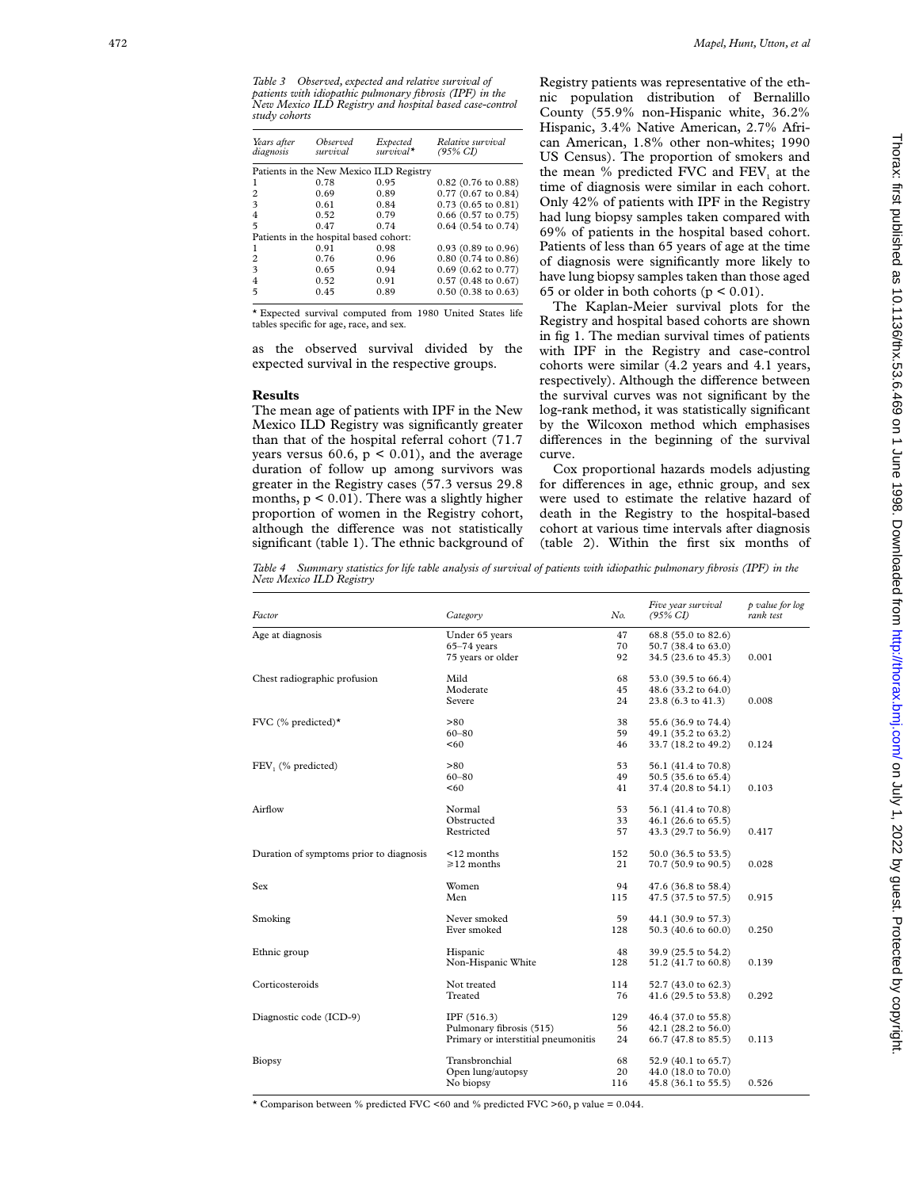*Table 3 Observed, expected and relative survival of patients with idiopathic pulmonary fibrosis (IPF) in the New Mexico ILD Registry and hospital based case-control study cohorts*

| Years after diagnosis | Observed survival | Expected survival* | Relative survival (95% CI) |
|---|---|---|---|
| Patients in the New Mexico ILD Registry | | | |
| 1 | 0.78 | 0.95 | 0.82 (0.76 to 0.88) |
| 2 | 0.69 | 0.89 | 0.77 (0.67 to 0.84) |
| 3 | 0.61 | 0.84 | 0.73 (0.65 to 0.81) |
| 4 | 0.52 | 0.79 | 0.66 (0.57 to 0.75) |
| 5 | 0.47 | 0.74 | 0.64 (0.54 to 0.74) |
| Patients in the hospital based cohort: | | | |
| 1 | 0.91 | 0.98 | 0.93 (0.89 to 0.96) |
| 2 | 0.76 | 0.96 | 0.80 (0.74 to 0.86) |
| 3 | 0.65 | 0.94 | 0.69 (0.62 to 0.77) |
| 4 | 0.52 | 0.91 | 0.57 (0.48 to 0.67) |
| 5 | 0.45 | 0.89 | 0.50 (0.38 to 0.63) |

* Expected survival computed from 1980 United States life tables specific for age, race, and sex.

as the observed survival divided by the expected survival in the respective groups.

## Results

The mean age of patients with IPF in the New Mexico ILD Registry was significantly greater than that of the hospital referral cohort (71.7 years versus 60.6, $p < 0.01$), and the average duration of follow up among survivors was greater in the Registry cases (57.3 versus 29.8 months, $p < 0.01$). There was a slightly higher proportion of women in the Registry cohort, although the difference was not statistically significant (table 1). The ethnic background of Registry patients was representative of the ethnic population distribution of Bernalillo County (55.9% non-Hispanic white, 36.2% Hispanic, 3.4% Native American, 2.7% African American, 1.8% other non-whites; 1990 US Census). The proportion of smokers and the mean % predicted FVC and $FEV_1$ at the time of diagnosis were similar in each cohort. Only 42% of patients with IPF in the Registry had lung biopsy samples taken compared with 69% of patients in the hospital based cohort. Patients of less than 65 years of age at the time of diagnosis were significantly more likely to have lung biopsy samples taken than those aged 65 or older in both cohorts ($p < 0.01$).

The Kaplan-Meier survival plots for the Registry and hospital based cohorts are shown in fig 1. The median survival times of patients with IPF in the Registry and case-control cohorts were similar (4.2 years and 4.1 years, respectively). Although the difference between the survival curves was not significant by the log-rank method, it was statistically significant by the Wilcoxon method which emphasises differences in the beginning of the survival curve.

Cox proportional hazards models adjusting for differences in age, ethnic group, and sex were used to estimate the relative hazard of death in the Registry to the hospital-based cohort at various time intervals after diagnosis (table 2). Within the first six months of

*Table 4 Summary statistics for life table analysis of survival of patients with idiopathic pulmonary fibrosis (IPF) in the New Mexico ILD Registry*

| Factor | Category | No. | Five year survival (95% CI) | p value for log rank test |
|---|---|---|---|---|
| Age at diagnosis | Under 65 years | 47 | 68.8 (55.0 to 82.6) | |
| | 65–74 years | 70 | 50.7 (38.4 to 63.0) | |
| | 75 years or older | 92 | 34.5 (23.6 to 45.3) | 0.001 |
| Chest radiographic profusion | Mild | 68 | 53.0 (39.5 to 66.4) | |
| | Moderate | 45 | 48.6 (33.2 to 64.0) | |
| | Severe | 24 | 23.8 (6.3 to 41.3) | 0.008 |
| FVC (% predicted)* | >80 | 38 | 55.6 (36.9 to 74.4) | |
| | 60–80 | 59 | 49.1 (35.2 to 63.2) | |
| | <60 | 46 | 33.7 (18.2 to 49.2) | 0.124 |
| $FEV_1$ (% predicted) | >80 | 53 | 56.1 (41.4 to 70.8) | |
| | 60–80 | 49 | 50.5 (35.6 to 65.4) | |
| | <60 | 41 | 37.4 (20.8 to 54.1) | 0.103 |
| Airflow | Normal | 53 | 56.1 (41.4 to 70.8) | |
| | Obstructed | 33 | 46.1 (26.6 to 65.5) | |
| | Restricted | 57 | 43.3 (29.7 to 56.9) | 0.417 |
| Duration of symptoms prior to diagnosis | <12 months | 152 | 50.0 (36.5 to 53.5) | |
| | ≥12 months | 21 | 70.7 (50.9 to 90.5) | 0.028 |
| Sex | Women | 94 | 47.6 (36.8 to 58.4) | |
| | Men | 115 | 47.5 (37.5 to 57.5) | 0.915 |
| Smoking | Never smoked | 59 | 44.1 (30.9 to 57.3) | |
| | Ever smoked | 128 | 50.3 (40.6 to 60.0) | 0.250 |
| Ethnic group | Hispanic | 48 | 39.9 (25.5 to 54.2) | |
| | Non-Hispanic White | 128 | 51.2 (41.7 to 60.8) | 0.139 |
| Corticosteroids | Not treated | 114 | 52.7 (43.0 to 62.3) | |
| | Treated | 76 | 41.6 (29.5 to 53.8) | 0.292 |
| Diagnostic code (ICD-9) | IPF (516.3) | 129 | 46.4 (37.0 to 55.8) | |
| | Pulmonary fibrosis (515) | 56 | 42.1 (28.2 to 56.0) | |
| | Primary or interstitial pneumonitis | 24 | 66.7 (47.8 to 85.5) | 0.113 |
| Biopsy | Transbronchial | 68 | 52.9 (40.1 to 65.7) | |
| | Open lung/autopsy | 20 | 44.0 (18.0 to 70.0) | |
| | No biopsy | 116 | 45.8 (36.1 to 55.5) | 0.526 |

* Comparison between % predicted FVC <60 and % predicted FVC >60, p value = 0.044.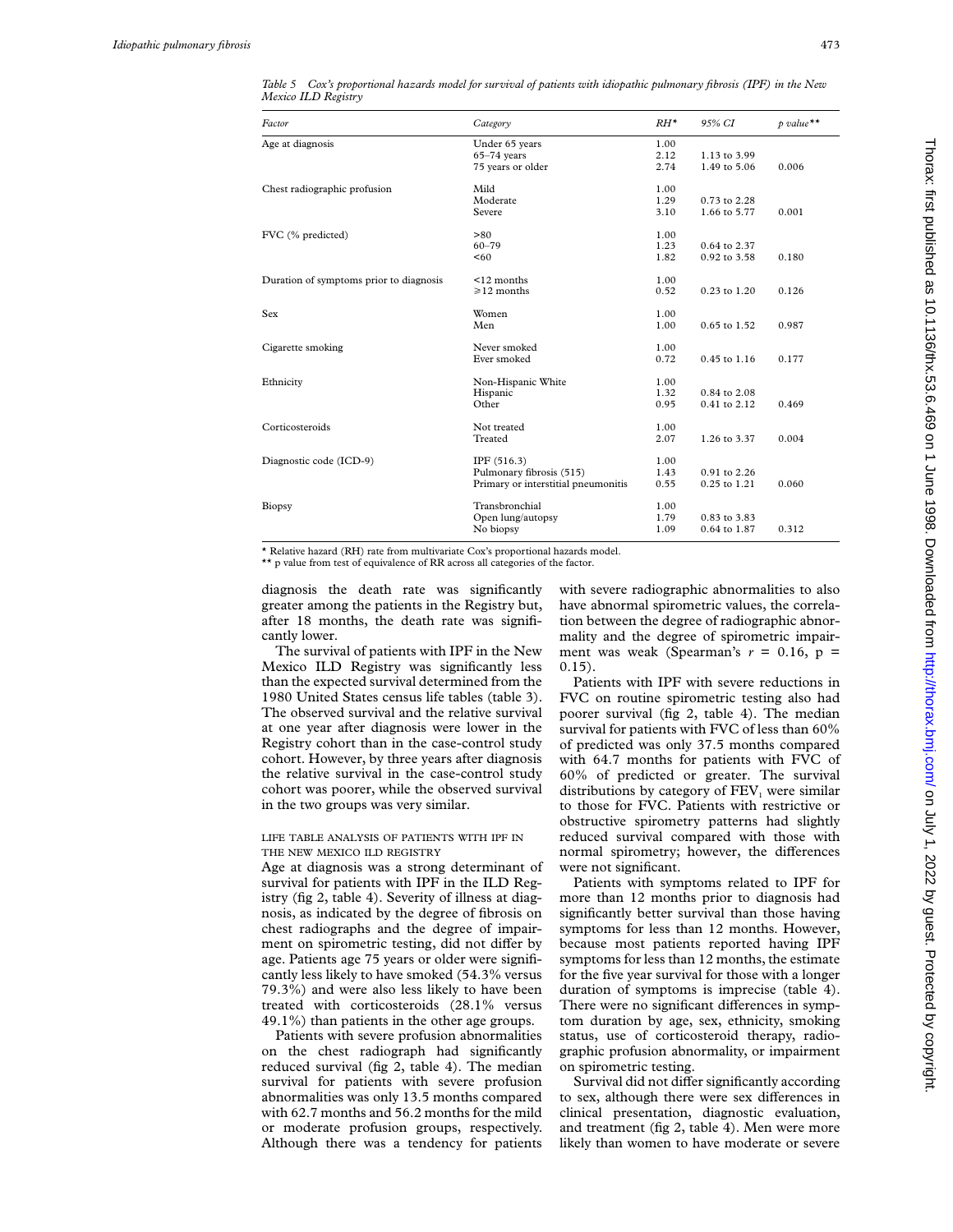*Table 5 Cox's proportional hazards model for survival of patients with idiopathic pulmonary fibrosis (IPF) in the New Mexico ILD Registry*

| Factor | Category | RH* | 95% CI | p value** |
|---|---|---|---|---|
| Age at diagnosis | Under 65 years | 1.00 | | |
| | 65–74 years | 2.12 | 1.13 to 3.99 | |
| | 75 years or older | 2.74 | 1.49 to 5.06 | 0.006 |
| Chest radiographic profusion | Mild | 1.00 | | |
| | Moderate | 1.29 | 0.73 to 2.28 | |
| | Severe | 3.10 | 1.66 to 5.77 | 0.001 |
| FVC (% predicted) | >80 | 1.00 | | |
| | 60–79 | 1.23 | 0.64 to 2.37 | |
| | <60 | 1.82 | 0.92 to 3.58 | 0.180 |
| Duration of symptoms prior to diagnosis | <12 months | 1.00 | | |
| | ⩾12 months | 0.52 | 0.23 to 1.20 | 0.126 |
| Sex | Women | 1.00 | | |
| | Men | 1.00 | 0.65 to 1.52 | 0.987 |
| Cigarette smoking | Never smoked | 1.00 | | |
| | Ever smoked | 0.72 | 0.45 to 1.16 | 0.177 |
| Ethnicity | Non-Hispanic White | 1.00 | | |
| | Hispanic | 1.32 | 0.84 to 2.08 | |
| | Other | 0.95 | 0.41 to 2.12 | 0.469 |
| Corticosteroids | Not treated | 1.00 | | |
| | Treated | 2.07 | 1.26 to 3.37 | 0.004 |
| Diagnostic code (ICD-9) | IPF (516.3) | 1.00 | | |
| | Pulmonary fibrosis (515) | 1.43 | 0.91 to 2.26 | |
| | Primary or interstitial pneumonitis | 0.55 | 0.25 to 1.21 | 0.060 |
| Biopsy | Transbronchial | 1.00 | | |
| | Open lung/autopsy | 1.79 | 0.83 to 3.83 | |
| | No biopsy | 1.09 | 0.64 to 1.87 | 0.312 |

\* Relative hazard (RH) rate from multivariate Cox's proportional hazards model.
\*\* p value from test of equivalence of RR across all categories of the factor.

diagnosis the death rate was significantly greater among the patients in the Registry but, after 18 months, the death rate was significantly lower.

The survival of patients with IPF in the New Mexico ILD Registry was significantly less than the expected survival determined from the 1980 United States census life tables (table 3). The observed survival and the relative survival at one year after diagnosis were lower in the Registry cohort than in the case-control study cohort. However, by three years after diagnosis the relative survival in the case-control study cohort was poorer, while the observed survival in the two groups was very similar.

### LIFE TABLE ANALYSIS OF PATIENTS WITH IPF IN THE NEW MEXICO ILD REGISTRY

Age at diagnosis was a strong determinant of survival for patients with IPF in the ILD Registry (fig 2, table 4). Severity of illness at diagnosis, as indicated by the degree of fibrosis on chest radiographs and the degree of impairment on spirometric testing, did not differ by age. Patients age 75 years or older were significantly less likely to have smoked (54.3% versus 79.3%) and were also less likely to have been treated with corticosteroids (28.1% versus 49.1%) than patients in the other age groups.

Patients with severe profusion abnormalities on the chest radiograph had significantly reduced survival (fig 2, table 4). The median survival for patients with severe profusion abnormalities was only 13.5 months compared with 62.7 months and 56.2 months for the mild or moderate profusion groups, respectively. Although there was a tendency for patients with severe radiographic abnormalities to also have abnormal spirometric values, the correlation between the degree of radiographic abnormality and the degree of spirometric impairment was weak (Spearman's $r = 0.16$, $p = 0.15$).

Patients with IPF with severe reductions in FVC on routine spirometric testing also had poorer survival (fig 2, table 4). The median survival for patients with FVC of less than 60% of predicted was only 37.5 months compared with 64.7 months for patients with FVC of 60% of predicted or greater. The survival distributions by category of $FEV_1$ were similar to those for FVC. Patients with restrictive or obstructive spirometry patterns had slightly reduced survival compared with those with normal spirometry; however, the differences were not significant.

Patients with symptoms related to IPF for more than 12 months prior to diagnosis had significantly better survival than those having symptoms for less than 12 months. However, because most patients reported having IPF symptoms for less than 12 months, the estimate for the five year survival for those with a longer duration of symptoms is imprecise (table 4). There were no significant differences in symptom duration by age, sex, ethnicity, smoking status, use of corticosteroid therapy, radiographic profusion abnormality, or impairment on spirometric testing.

Survival did not differ significantly according to sex, although there were sex differences in clinical presentation, diagnostic evaluation, and treatment (fig 2, table 4). Men were more likely than women to have moderate or severe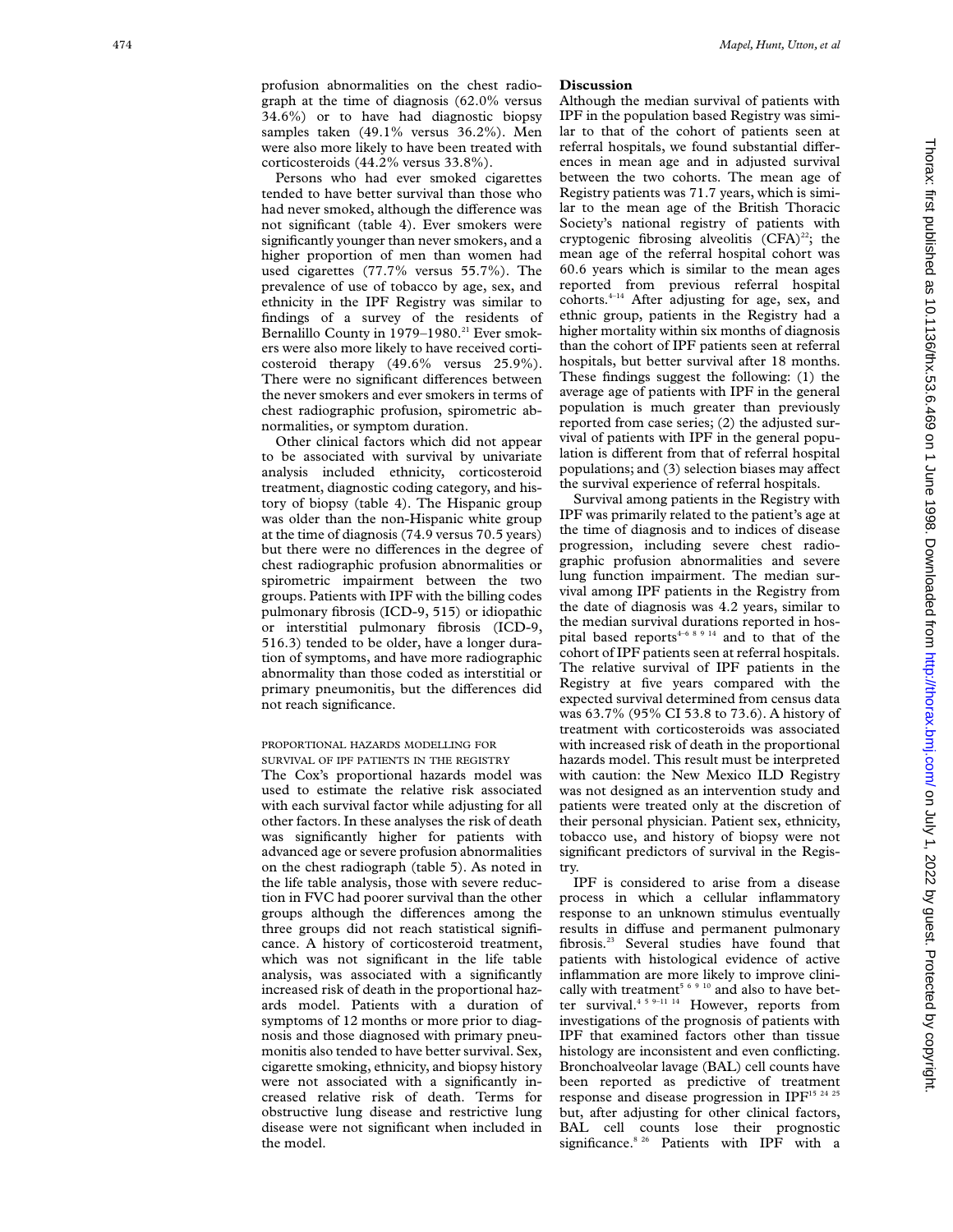profusion abnormalities on the chest radiograph at the time of diagnosis (62.0% versus 34.6%) or to have had diagnostic biopsy samples taken (49.1% versus 36.2%). Men were also more likely to have been treated with corticosteroids (44.2% versus 33.8%).

Persons who had ever smoked cigarettes tended to have better survival than those who had never smoked, although the difference was not significant (table 4). Ever smokers were significantly younger than never smokers, and a higher proportion of men than women had used cigarettes (77.7% versus 55.7%). The prevalence of use of tobacco by age, sex, and ethnicity in the IPF Registry was similar to findings of a survey of the residents of Bernalillo County in 1979–1980.[21] Ever smokers were also more likely to have received corticosteroid therapy (49.6% versus 25.9%). There were no significant differences between the never smokers and ever smokers in terms of chest radiographic profusion, spirometric abnormalities, or symptom duration.

Other clinical factors which did not appear to be associated with survival by univariate analysis included ethnicity, corticosteroid treatment, diagnostic coding category, and history of biopsy (table 4). The Hispanic group was older than the non-Hispanic white group at the time of diagnosis (74.9 versus 70.5 years) but there were no differences in the degree of chest radiographic profusion abnormalities or spirometric impairment between the two groups. Patients with IPF with the billing codes pulmonary fibrosis (ICD-9, 515) or idiopathic or interstitial pulmonary fibrosis (ICD-9, 516.3) tended to be older, have a longer duration of symptoms, and have more radiographic abnormality than those coded as interstitial or primary pneumonitis, but the differences did not reach significance.

### PROPORTIONAL HAZARDS MODELLING FOR SURVIVAL OF IPF PATIENTS IN THE REGISTRY

The Cox's proportional hazards model was used to estimate the relative risk associated with each survival factor while adjusting for all other factors. In these analyses the risk of death was significantly higher for patients with advanced age or severe profusion abnormalities on the chest radiograph (table 5). As noted in the life table analysis, those with severe reduction in FVC had poorer survival than the other groups although the differences among the three groups did not reach statistical significance. A history of corticosteroid treatment, which was not significant in the life table analysis, was associated with a significantly increased risk of death in the proportional hazards model. Patients with a duration of symptoms of 12 months or more prior to diagnosis and those diagnosed with primary pneumonitis also tended to have better survival. Sex, cigarette smoking, ethnicity, and biopsy history were not associated with a significantly increased relative risk of death. Terms for obstructive lung disease and restrictive lung disease were not significant when included in the model.

## Discussion

Although the median survival of patients with IPF in the population based Registry was similar to that of the cohort of patients seen at referral hospitals, we found substantial differences in mean age and in adjusted survival between the two cohorts. The mean age of Registry patients was 71.7 years, which is similar to the mean age of the British Thoracic Society's national registry of patients with cryptogenic fibrosing alveolitis (CFA)[22]; the mean age of the referral hospital cohort was 60.6 years which is similar to the mean ages reported from previous referral hospital cohorts.[4–14] After adjusting for age, sex, and ethnic group, patients in the Registry had a higher mortality within six months of diagnosis than the cohort of IPF patients seen at referral hospitals, but better survival after 18 months. These findings suggest the following: (1) the average age of patients with IPF in the general population is much greater than previously reported from case series; (2) the adjusted survival of patients with IPF in the general population is different from that of referral hospital populations; and (3) selection biases may affect the survival experience of referral hospitals.

Survival among patients in the Registry with IPF was primarily related to the patient's age at the time of diagnosis and to indices of disease progression, including severe chest radiographic profusion abnormalities and severe lung function impairment. The median survival among IPF patients in the Registry from the date of diagnosis was 4.2 years, similar to the median survival durations reported in hospital based reports[4–6 8 9 14] and to that of the cohort of IPF patients seen at referral hospitals. The relative survival of IPF patients in the Registry at five years compared with the expected survival determined from census data was 63.7% (95% CI 53.8 to 73.6). A history of treatment with corticosteroids was associated with increased risk of death in the proportional hazards model. This result must be interpreted with caution: the New Mexico ILD Registry was not designed as an intervention study and patients were treated only at the discretion of their personal physician. Patient sex, ethnicity, tobacco use, and history of biopsy were not significant predictors of survival in the Registry.

IPF is considered to arise from a disease process in which a cellular inflammatory response to an unknown stimulus eventually results in diffuse and permanent pulmonary fibrosis.[23] Several studies have found that patients with histological evidence of active inflammation are more likely to improve clinically with treatment[5 6 9 10] and also to have better survival.[4 5 9–11 14] However, reports from investigations of the prognosis of patients with IPF that examined factors other than tissue histology are inconsistent and even conflicting. Bronchoalveolar lavage (BAL) cell counts have been reported as predictive of treatment response and disease progression in IPF[15 24 25] but, after adjusting for other clinical factors, BAL cell counts lose their prognostic significance.[8 26] Patients with IPF with a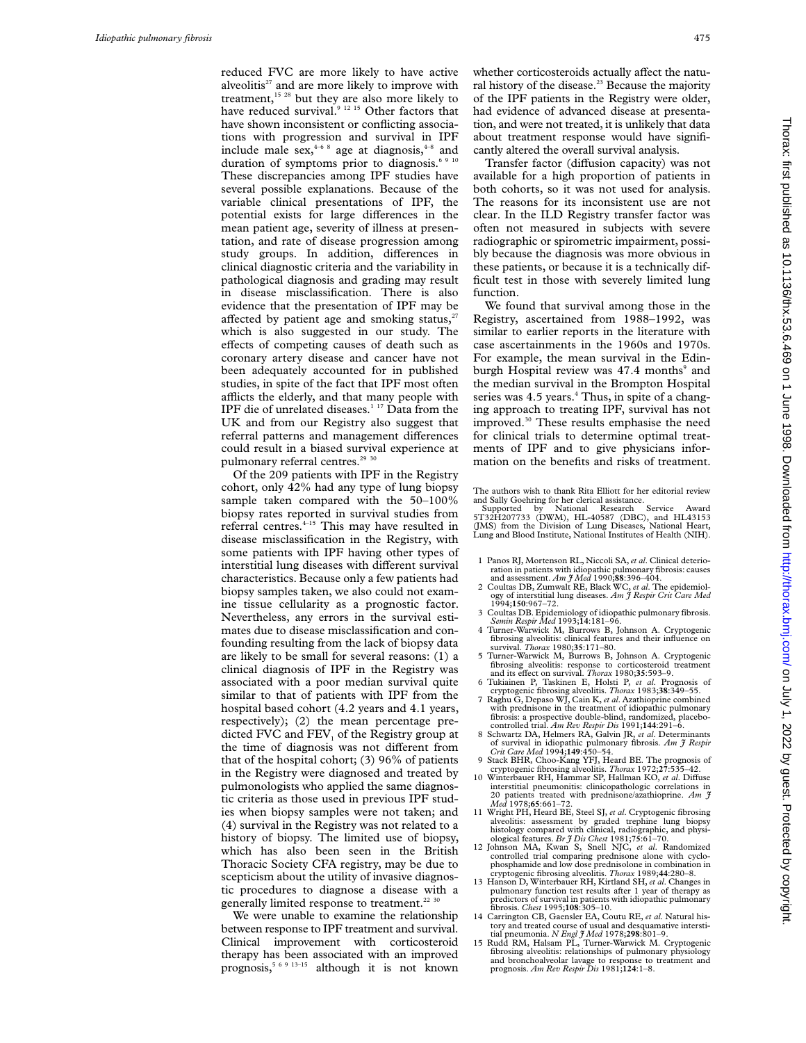reduced FVC are more likely to have active alveolitis[27] and are more likely to improve with treatment,[15 28] but they are also more likely to have reduced survival.[9 12 15] Other factors that have shown inconsistent or conflicting associations with progression and survival in IPF include male sex,[4–6 8] age at diagnosis,[4–8] and duration of symptoms prior to diagnosis.[6 9 10] These discrepancies among IPF studies have several possible explanations. Because of the variable clinical presentations of IPF, the potential exists for large differences in the mean patient age, severity of illness at presentation, and rate of disease progression among study groups. In addition, differences in clinical diagnostic criteria and the variability in pathological diagnosis and grading may result in disease misclassification. There is also evidence that the presentation of IPF may be affected by patient age and smoking status,[27] which is also suggested in our study. The effects of competing causes of death such as coronary artery disease and cancer have not been adequately accounted for in published studies, in spite of the fact that IPF most often afflicts the elderly, and that many people with IPF die of unrelated diseases.[1 17] Data from the UK and from our Registry also suggest that referral patterns and management differences could result in a biased survival experience at pulmonary referral centres.[29 30]

Of the 209 patients with IPF in the Registry cohort, only 42% had any type of lung biopsy sample taken compared with the 50–100% biopsy rates reported in survival studies from referral centres.[4–15] This may have resulted in disease misclassification in the Registry, with some patients with IPF having other types of interstitial lung diseases with different survival characteristics. Because only a few patients had biopsy samples taken, we also could not examine tissue cellularity as a prognostic factor. Nevertheless, any errors in the survival estimates due to disease misclassification and confounding resulting from the lack of biopsy data are likely to be small for several reasons: (1) a clinical diagnosis of IPF in the Registry was associated with a poor median survival quite similar to that of patients with IPF from the hospital based cohort (4.2 years and 4.1 years, respectively); (2) the mean percentage predicted FVC and $FEV_1$ of the Registry group at the time of diagnosis was not different from that of the hospital cohort; (3) 96% of patients in the Registry were diagnosed and treated by pulmonologists who applied the same diagnostic criteria as those used in previous IPF studies when biopsy samples were not taken; and (4) survival in the Registry was not related to a history of biopsy. The limited use of biopsy, which has also been seen in the British Thoracic Society CFA registry, may be due to scepticism about the utility of invasive diagnostic procedures to diagnose a disease with a generally limited response to treatment.[22 30]

We were unable to examine the relationship between response to IPF treatment and survival. Clinical improvement with corticosteroid therapy has been associated with an improved prognosis,[5 6 9 13–15] although it is not known whether corticosteroids actually affect the natural history of the disease.[23] Because the majority of the IPF patients in the Registry were older, had evidence of advanced disease at presentation, and were not treated, it is unlikely that data about treatment response would have significantly altered the overall survival analysis.

Transfer factor (diffusion capacity) was not available for a high proportion of patients in both cohorts, so it was not used for analysis. The reasons for its inconsistent use are not clear. In the ILD Registry transfer factor was often not measured in subjects with severe radiographic or spirometric impairment, possibly because the diagnosis was more obvious in these patients, or because it is a technically difficult test in those with severely limited lung function.

We found that survival among those in the Registry, ascertained from 1988–1992, was similar to earlier reports in the literature with case ascertainments in the 1960s and 1970s. For example, the mean survival in the Edinburgh Hospital review was 47.4 months[9] and the median survival in the Brompton Hospital series was 4.5 years.[4] Thus, in spite of a changing approach to treating IPF, survival has not improved.[30] These results emphasise the need for clinical trials to determine optimal treatments of IPF and to give physicians information on the benefits and risks of treatment.

The authors wish to thank Rita Elliott for her editorial review and Sally Goehring for her clerical assistance.

Supported by National Research Service Award 5T32H207733 (DWM), HL-40587 (DBC), and HL43153 (JMS) from the Division of Lung Diseases, National Heart, Lung and Blood Institute, National Institutes of Health (NIH).

1. Panos RJ, Mortenson RL, Niccoli SA, *et al*. Clinical deterioration in patients with idiopathic pulmonary fibrosis: causes and assessment. *Am J Med* 1990;**88**:396–404.
2. Coultas DB, Zumwalt RE, Black WC, *et al*. The epidemiology of interstitial lung diseases. *Am J Respir Crit Care Med* 1994;**150**:967–72.
3. Coultas DB. Epidemiology of idiopathic pulmonary fibrosis. *Semin Respir Med* 1993;**14**:181–96.
4. Turner-Warwick M, Burrows B, Johnson A. Cryptogenic fibrosing alveolitis: clinical features and their influence on survival. *Thorax* 1980;**35**:171–80.
5. Turner-Warwick M, Burrows B, Johnson A. Cryptogenic fibrosing alveolitis: response to corticosteroid treatment and its effect on survival. *Thorax* 1980;**35**:593–9.
6. Tukiainen P, Taskinen E, Holsti P, *et al*. Prognosis of cryptogenic fibrosing alveolitis. *Thorax* 1983;**38**:349–55.
7. Raghu G, Depaso WJ, Cain K, *et al*. Azathioprine combined with prednisone in the treatment of idiopathic pulmonary fibrosis: a prospective double-blind, randomized, placebo-controlled trial. *Am Rev Respir Dis* 1991;**144**:291–6.
8. Schwartz DA, Helmers RA, Galvin JR, *et al*. Determinants of survival in idiopathic pulmonary fibrosis. *Am J Respir Crit Care Med* 1994;**149**:450–54.
9. Stack BHR, Choo-Kang YFJ, Heard BE. The prognosis of cryptogenic fibrosing alveolitis. *Thorax* 1972;**27**:535–42.
10. Winterbauer RH, Hammar SP, Hallman KO, *et al*. Diffuse interstitial pneumonitis: clinicopathologic correlations in 20 patients treated with prednisone/azathioprine. *Am J Med* 1978;**65**:661–72.
11. Wright PH, Heard BE, Steel SJ, *et al*. Cryptogenic fibrosing alveolitis: assessment by graded trephine lung biopsy histology compared with clinical, radiographic, and physiological features. *Br J Dis Chest* 1981;**75**:61–70.
12. Johnson MA, Kwan S, Snell NJC, *et al*. Randomized controlled trial comparing prednisone alone with cyclophosphamide and low dose prednisolone in combination in cryptogenic fibrosing alveolitis. *Thorax* 1989;**44**:280–8.
13. Hanson D, Winterbauer RH, Kirtland SH, *et al*. Changes in pulmonary function test results after 1 year of therapy as predictors of survival in patients with idiopathic pulmonary fibrosis. *Chest* 1995;**108**:305–10.
14. Carrington CB, Gaensler EA, Coutu RE, *et al*. Natural history and treated course of usual and desquamative interstitial pneumonia. *N Engl J Med* 1978;**298**:801–9.
15. Rudd RM, Halsam PL, Turner-Warwick M. Cryptogenic fibrosing alveolitis: relationships of pulmonary physiology and bronchoalveolar lavage to response to treatment and prognosis. *Am Rev Respir Dis* 1981;**124**:1–8.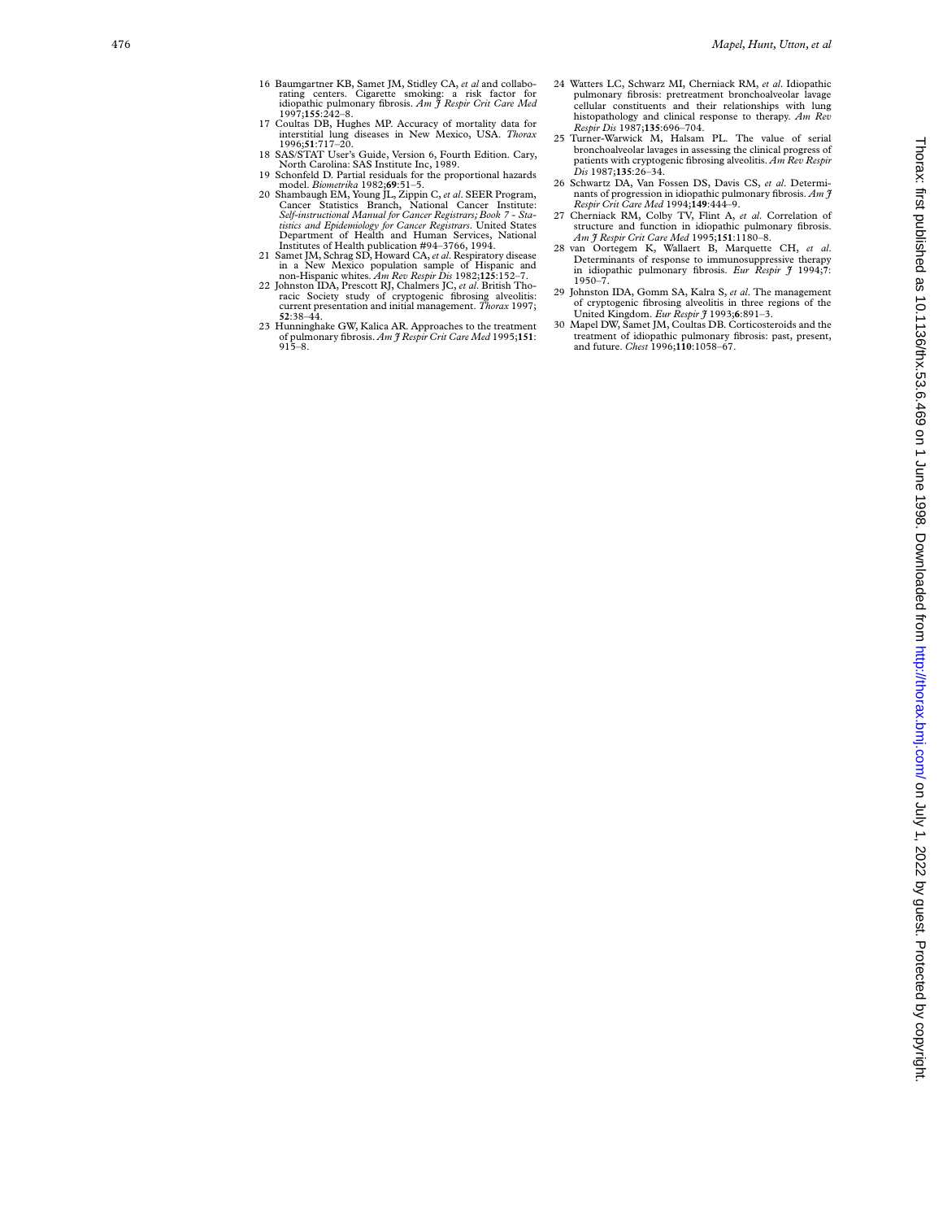16 Baumgartner KB, Samet JM, Stidley CA, *et al* and collaborating centers. Cigarette smoking: a risk factor for idiopathic pulmonary fibrosis. *Am J Respir Crit Care Med* 1997;**155**:242–8.

17 Coultas DB, Hughes MP. Accuracy of mortality data for interstitial lung diseases in New Mexico, USA. *Thorax* 1996;**51**:717–20.

18 SAS/STAT User's Guide, Version 6, Fourth Edition. Cary, North Carolina: SAS Institute Inc, 1989.

19 Schonfeld D. Partial residuals for the proportional hazards model. *Biometrika* 1982;**69**:51–5.

20 Shambaugh EM, Young JL, Zippin C, *et al*. SEER Program, Cancer Statistics Branch, National Cancer Institute: *Self-instructional Manual for Cancer Registrars; Book 7 - Statistics and Epidemiology for Cancer Registrars*. United States Department of Health and Human Services, National Institutes of Health publication #94–3766, 1994.

21 Samet JM, Schrag SD, Howard CA, *et al*. Respiratory disease in a New Mexico population sample of Hispanic and non-Hispanic whites. *Am Rev Respir Dis* 1982;**125**:152–7.

22 Johnston IDA, Prescott RJ, Chalmers JC, *et al*. British Thoracic Society study of cryptogenic fibrosing alveolitis: current presentation and initial management. *Thorax* 1997; **52**:38–44.

23 Hunninghake GW, Kalica AR. Approaches to the treatment of pulmonary fibrosis. *Am J Respir Crit Care Med* 1995;**151**: 915–8.

24 Watters LC, Schwarz MI, Cherniack RM, *et al*. Idiopathic pulmonary fibrosis: pretreatment bronchoalveolar lavage cellular constituents and their relationships with lung histopathology and clinical response to therapy. *Am Rev Respir Dis* 1987;**135**:696–704.

25 Turner-Warwick M, Halsam PL. The value of serial bronchoalveolar lavages in assessing the clinical progress of patients with cryptogenic fibrosing alveolitis. *Am Rev Respir Dis* 1987;**135**:26–34.

26 Schwartz DA, Van Fossen DS, Davis CS, *et al*. Determinants of progression in idiopathic pulmonary fibrosis. *Am J Respir Crit Care Med* 1994;**149**:444–9.

27 Cherniack RM, Colby TV, Flint A, *et al*. Correlation of structure and function in idiopathic pulmonary fibrosis. *Am J Respir Crit Care Med* 1995;**151**:1180–8.

28 van Oortegem K, Wallaert B, Marquette CH, *et al*. Determinants of response to immunosuppressive therapy in idiopathic pulmonary fibrosis. *Eur Respir J* 1994;**7**: 1950–7.

29 Johnston IDA, Gomm SA, Kalra S, *et al*. The management of cryptogenic fibrosing alveolitis in three regions of the United Kingdom. *Eur Respir J* 1993;**6**:891–3.

30 Mapel DW, Samet JM, Coultas DB. Corticosteroids and the treatment of idiopathic pulmonary fibrosis: past, present, and future. *Chest* 1996;**110**:1058–67.